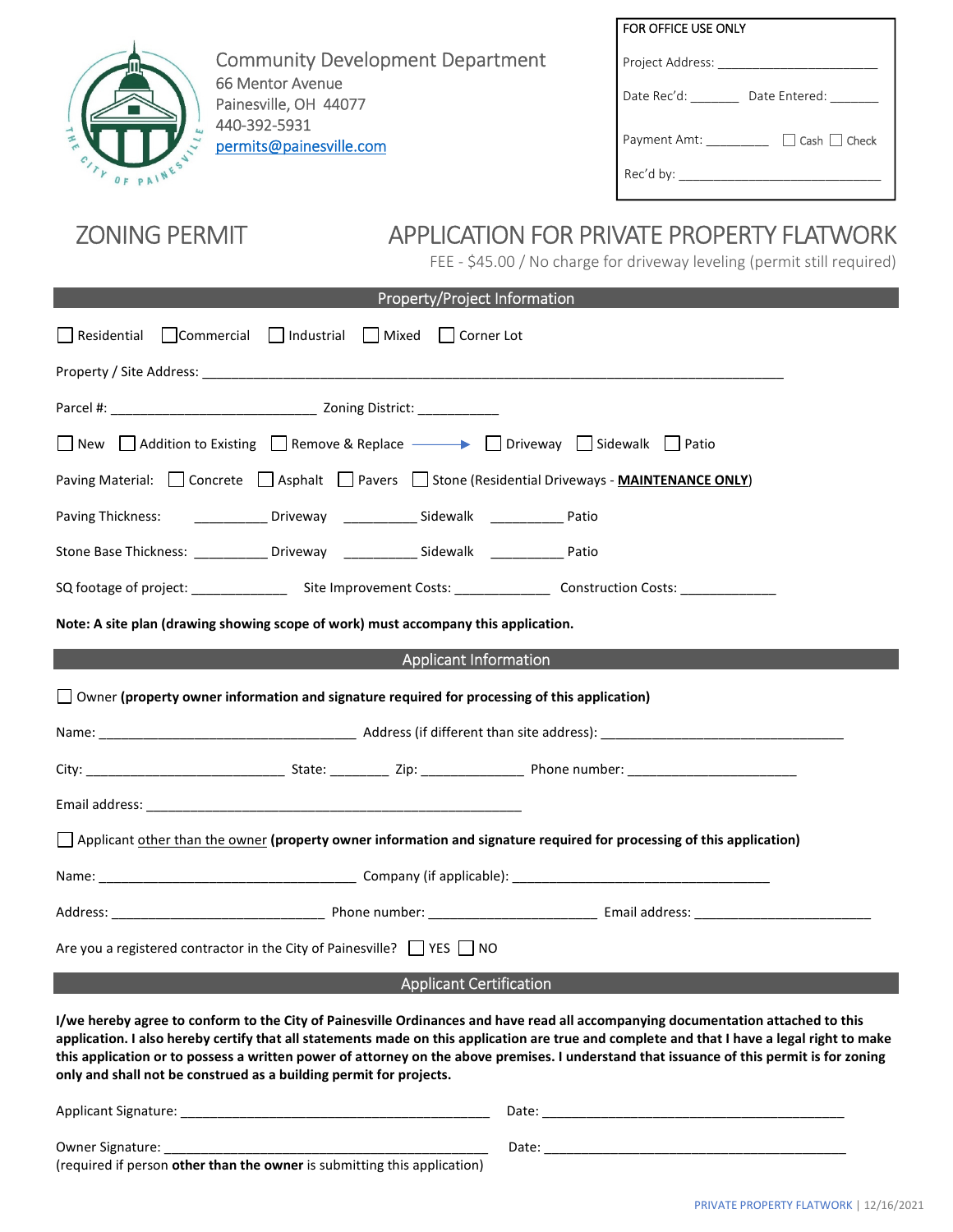Community Development Department
66 Mentor Avenue
Painesville, OH 44077
440-392-5931
permits@painesville.com

FOR OFFICE USE ONLY

Project Address: ________________________

Date Rec'd: _______ Date Entered: _______

Payment Amt: _________ ☐ Cash ☐ Check

Rec'd by: ______________________________

# ZONING PERMIT

# APPLICATION FOR PRIVATE PROPERTY FLATWORK

FEE - $45.00 / No charge for driveway leveling (permit still required)

## Property/Project Information

☐ Residential ☐ Commercial ☐ Industrial ☐ Mixed ☐ Corner Lot

Property / Site Address: ______________________________________________________________________________

Parcel #: ____________________________ Zoning District: ___________

☐ New ☐ Addition to Existing ☐ Remove & Replace → ☐ Driveway ☐ Sidewalk ☐ Patio

Paving Material: ☐ Concrete ☐ Asphalt ☐ Pavers ☐ Stone (Residential Driveways - **MAINTENANCE ONLY**)

Paving Thickness: __________ Driveway __________ Sidewalk __________ Patio

Stone Base Thickness: __________ Driveway __________ Sidewalk __________ Patio

SQ footage of project: _____________ Site Improvement Costs: _____________ Construction Costs: _____________

**Note: A site plan (drawing showing scope of work) must accompany this application.**

## Applicant Information

☐ Owner **(property owner information and signature required for processing of this application)**

Name: ___________________________________ Address (if different than site address): _________________________________

City: ___________________________ State: ________ Zip: ______________ Phone number: _______________________

Email address: _____________________________________________________

☐ Applicant other than the owner **(property owner information and signature required for processing of this application)**

Name: ___________________________________ Company (if applicable): ___________________________________

Address: _____________________________ Phone number: _______________________ Email address: ________________________

Are you a registered contractor in the City of Painesville? ☐ YES ☐ NO

## Applicant Certification

**I/we hereby agree to conform to the City of Painesville Ordinances and have read all accompanying documentation attached to this application. I also hereby certify that all statements made on this application are true and complete and that I have a legal right to make this application or to possess a written power of attorney on the above premises. I understand that issuance of this permit is for zoning only and shall not be construed as a building permit for projects.**

Applicant Signature: ___________________________________________ Date: ___________________________________________

Owner Signature: _____________________________________________ Date: ___________________________________________
(required if person **other than the owner** is submitting this application)

PRIVATE PROPERTY FLATWORK | 12/16/2021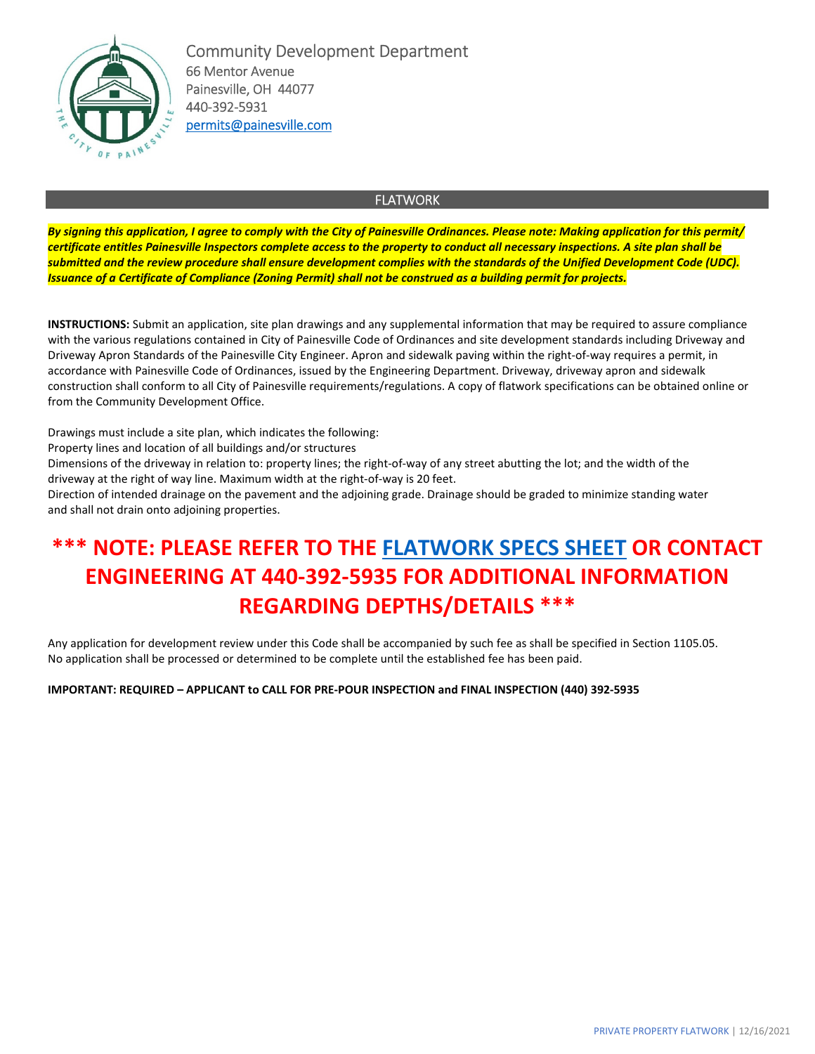Community Development Department
66 Mentor Avenue
Painesville, OH 44077
440-392-5931
permits@painesville.com

## FLATWORK

***By signing this application, I agree to comply with the City of Painesville Ordinances. Please note: Making application for this permit/ certificate entitles Painesville Inspectors complete access to the property to conduct all necessary inspections. A site plan shall be submitted and the review procedure shall ensure development complies with the standards of the Unified Development Code (UDC). Issuance of a Certificate of Compliance (Zoning Permit) shall not be construed as a building permit for projects.***

**INSTRUCTIONS:** Submit an application, site plan drawings and any supplemental information that may be required to assure compliance with the various regulations contained in City of Painesville Code of Ordinances and site development standards including Driveway and Driveway Apron Standards of the Painesville City Engineer. Apron and sidewalk paving within the right-of-way requires a permit, in accordance with Painesville Code of Ordinances, issued by the Engineering Department. Driveway, driveway apron and sidewalk construction shall conform to all City of Painesville requirements/regulations. A copy of flatwork specifications can be obtained online or from the Community Development Office.

Drawings must include a site plan, which indicates the following:
Property lines and location of all buildings and/or structures
Dimensions of the driveway in relation to: property lines; the right-of-way of any street abutting the lot; and the width of the driveway at the right of way line. Maximum width at the right-of-way is 20 feet.
Direction of intended drainage on the pavement and the adjoining grade. Drainage should be graded to minimize standing water and shall not drain onto adjoining properties.

## *** NOTE: PLEASE REFER TO THE FLATWORK SPECS SHEET OR CONTACT ENGINEERING AT 440-392-5935 FOR ADDITIONAL INFORMATION REGARDING DEPTHS/DETAILS ***

Any application for development review under this Code shall be accompanied by such fee as shall be specified in Section 1105.05. No application shall be processed or determined to be complete until the established fee has been paid.

**IMPORTANT: REQUIRED – APPLICANT to CALL FOR PRE-POUR INSPECTION and FINAL INSPECTION (440) 392-5935**